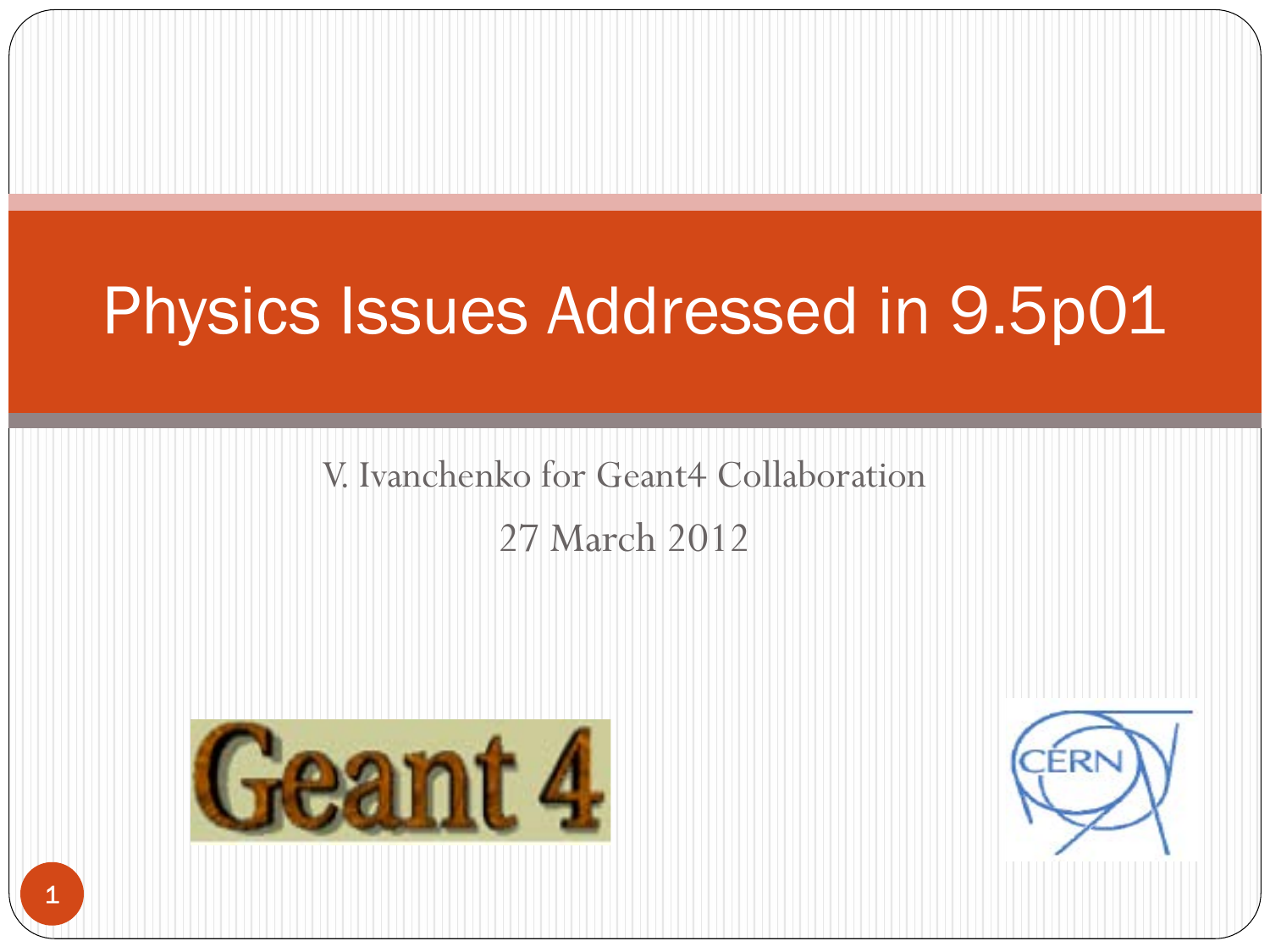# Physics Issues Addressed in 9.5p01

V. Ivanchenko for Geant4 Collaboration

27 March 2012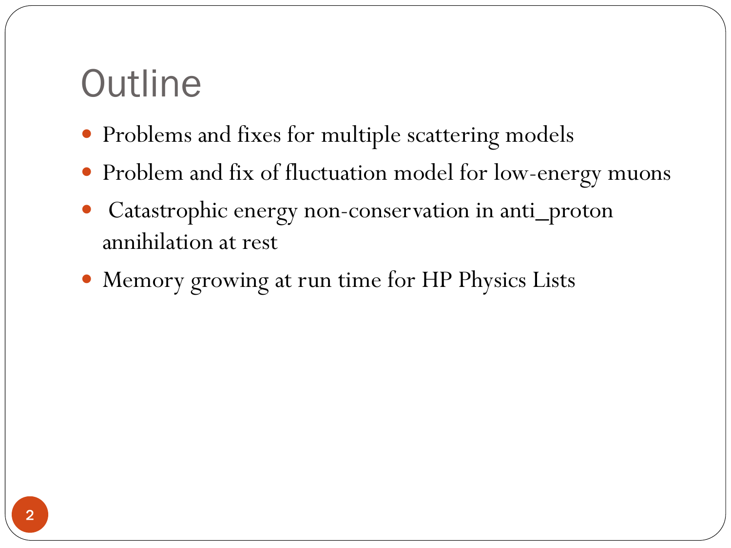# Outline

- Problems and fixes for multiple scattering models
- Problem and fix of fluctuation model for low-energy muons
- Catastrophic energy non-conservation in anti_proton annihilation at rest
- Memory growing at run time for HP Physics Lists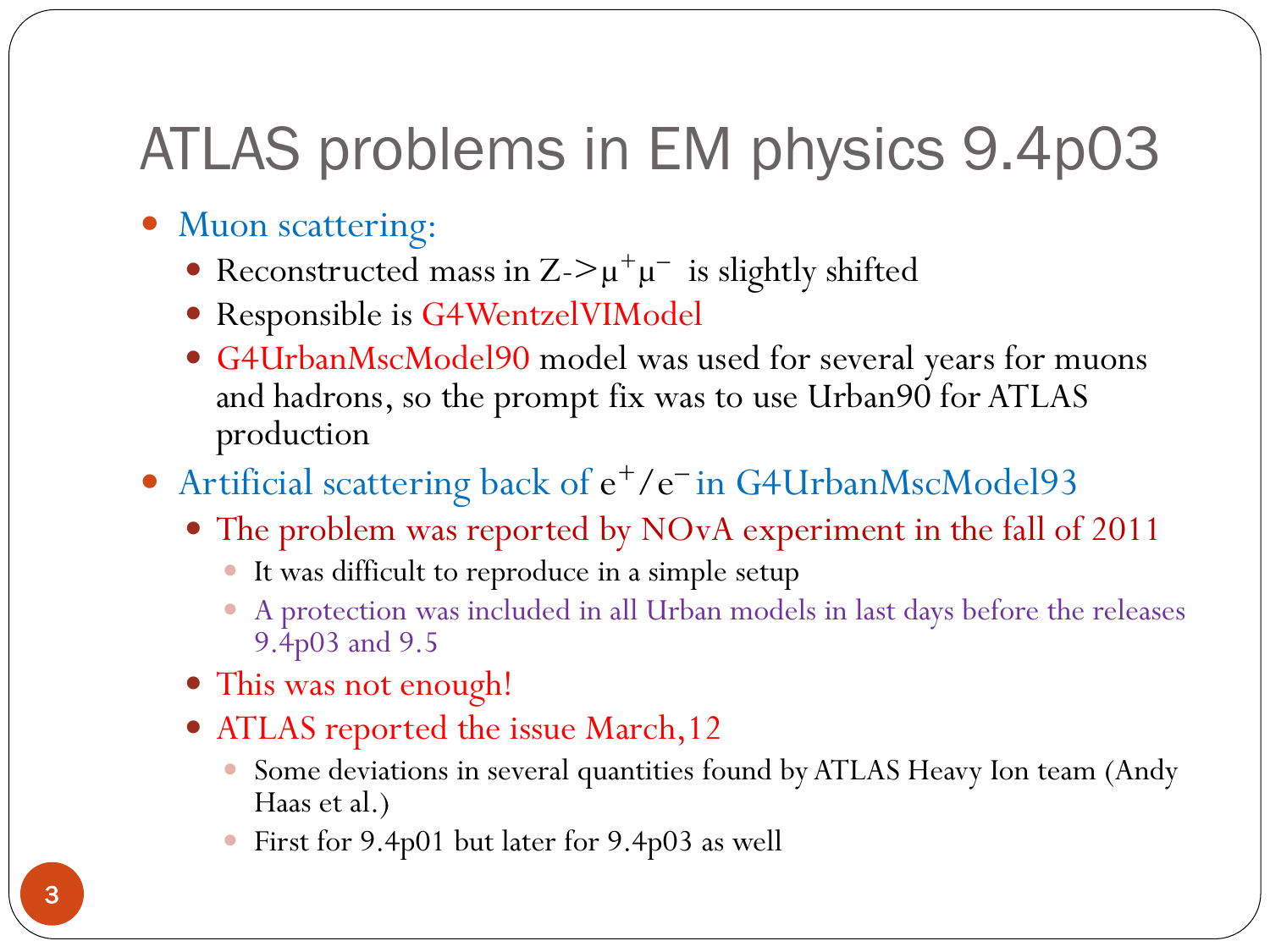# ATLAS problems in EM physics 9.4p03

- Muon scattering:
  - Reconstructed mass in Z->$\mu^+\mu^-$ is slightly shifted
  - Responsible is G4WentzelVIModel
  - G4UrbanMscModel90 model was used for several years for muons and hadrons, so the prompt fix was to use Urban90 for ATLAS production
- Artificial scattering back of $e^+/e^-$ in G4UrbanMscModel93
  - The problem was reported by NOvA experiment in the fall of 2011
    - It was difficult to reproduce in a simple setup
    - A protection was included in all Urban models in last days before the releases 9.4p03 and 9.5
  - This was not enough!
  - ATLAS reported the issue March,12
    - Some deviations in several quantities found by ATLAS Heavy Ion team (Andy Haas et al.)
    - First for 9.4p01 but later for 9.4p03 as well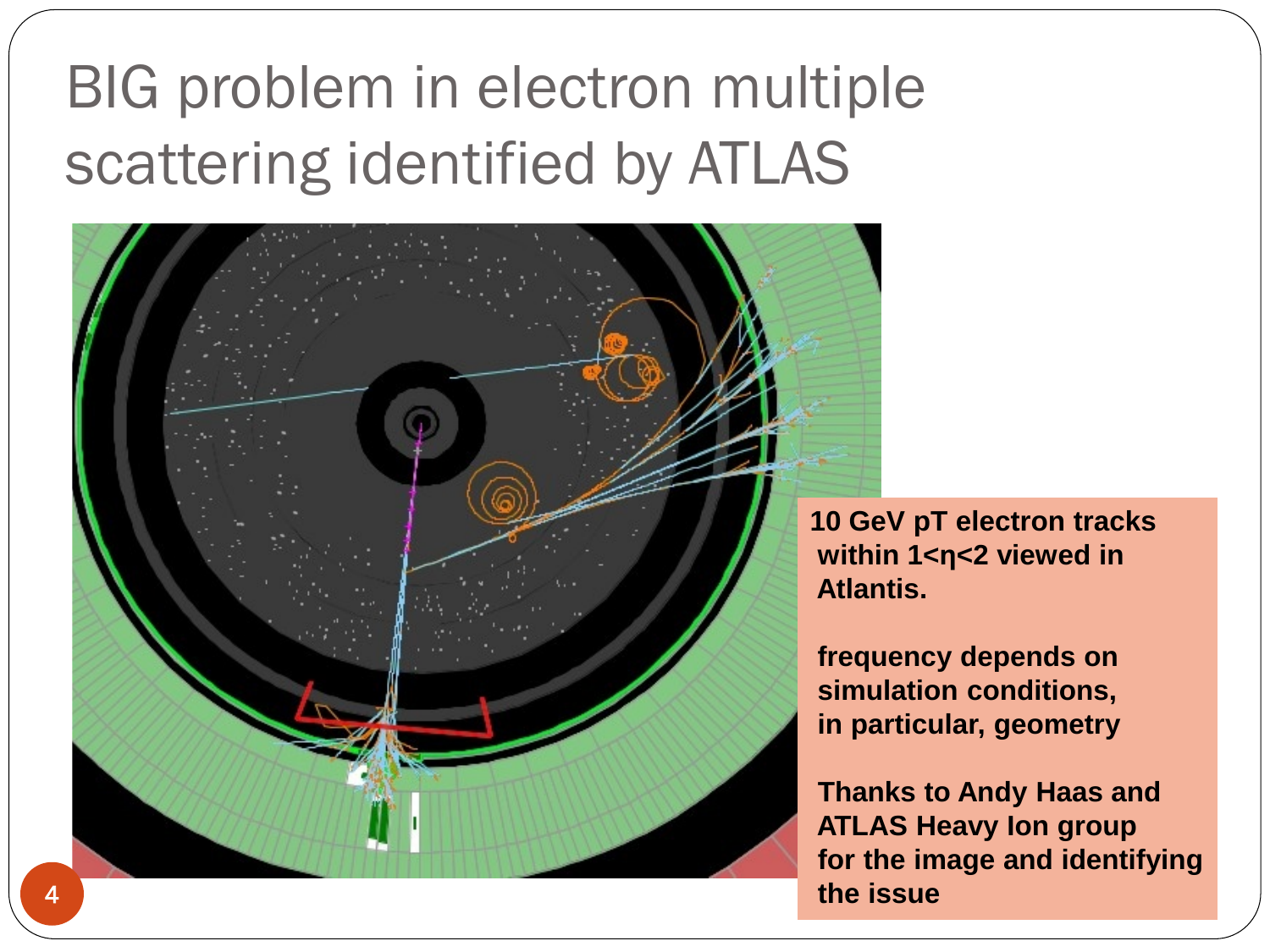# BIG problem in electron multiple scattering identified by ATLAS

**10 GeV pT electron tracks within $1<\eta<2$ viewed in Atlantis.**

**frequency depends on simulation conditions, in particular, geometry**

**Thanks to Andy Haas and ATLAS Heavy Ion group for the image and identifying the issue**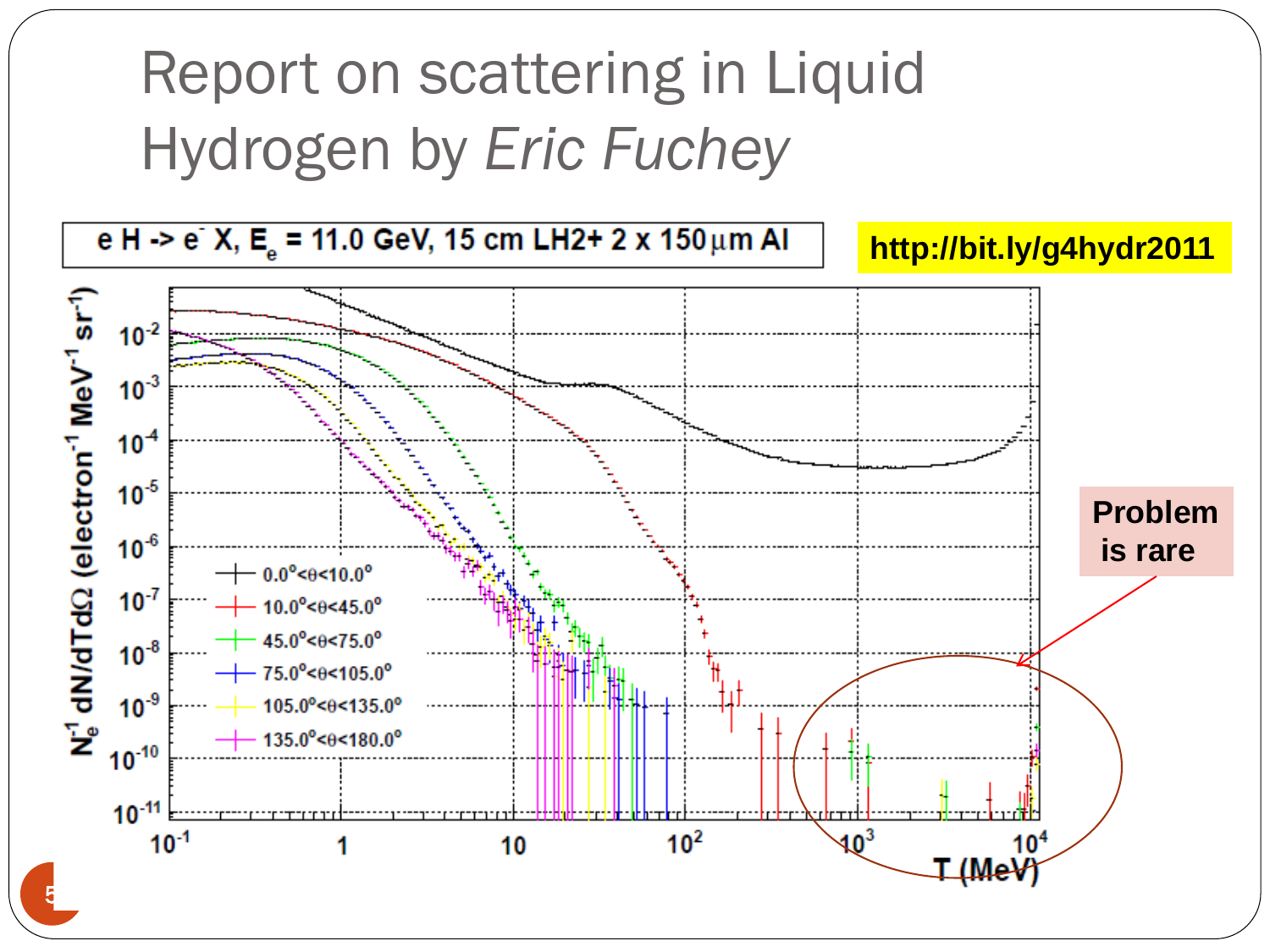# Report on scattering in Liquid Hydrogen by *Eric Fuchey*

e H -> e⁻ X, $E_e$ = 11.0 GeV, 15 cm LH2+ 2 x 150 μm Al

**http://bit.ly/g4hydr2011**

$N_e^{-1}$ dN/dTdΩ (electron$^{-1}$ MeV$^{-1}$ sr$^{-1}$)

T (MeV)

- 0.0°<θ<10.0°
- 10.0°<θ<45.0°
- 45.0°<θ<75.0°
- 75.0°<θ<105.0°
- 105.0°<θ<135.0°
- 135.0°<θ<180.0°

**Problem is rare**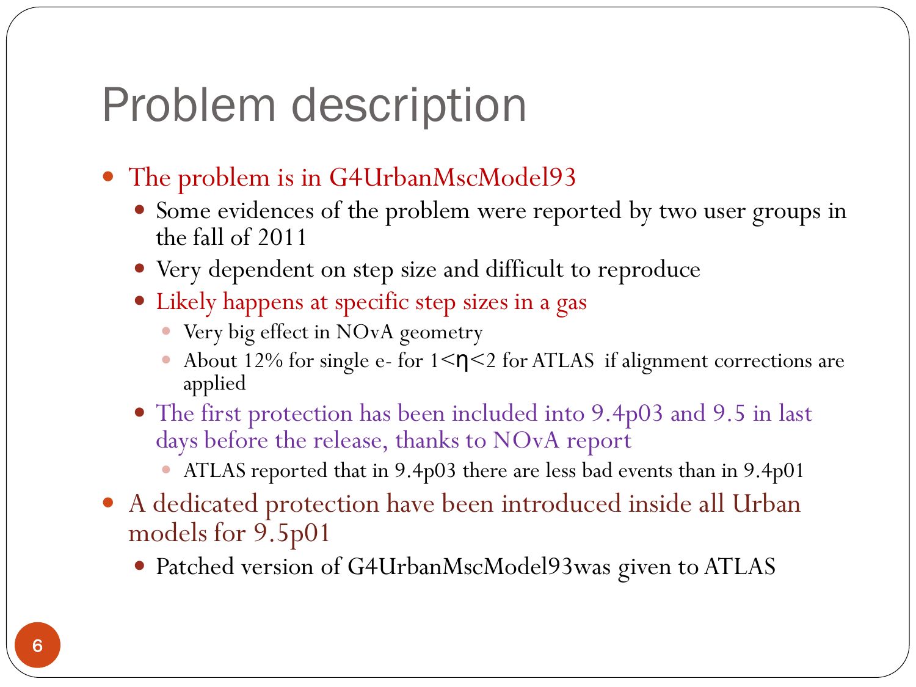# Problem description

- The problem is in G4UrbanMscModel93
  - Some evidences of the problem were reported by two user groups in the fall of 2011
  - Very dependent on step size and difficult to reproduce
  - Likely happens at specific step sizes in a gas
    - Very big effect in NOvA geometry
    - About 12% for single e- for $1<\eta<2$ for ATLAS if alignment corrections are applied
  - The first protection has been included into 9.4p03 and 9.5 in last days before the release, thanks to NOvA report
    - ATLAS reported that in 9.4p03 there are less bad events than in 9.4p01
- A dedicated protection have been introduced inside all Urban models for 9.5p01
  - Patched version of G4UrbanMscModel93was given to ATLAS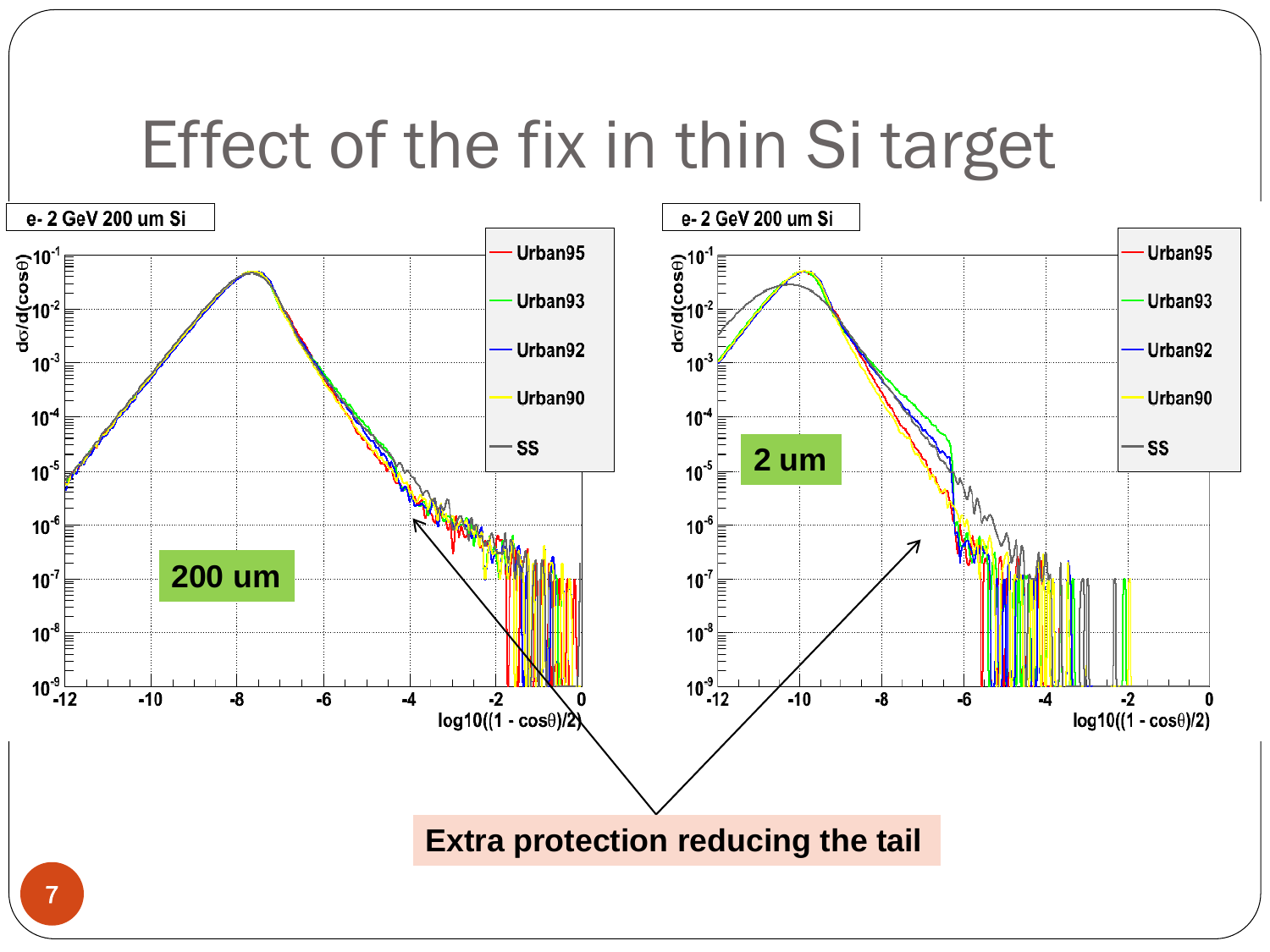# Effect of the fix in thin Si target

e- 2 GeV 200 um Si

200 um

e- 2 GeV 200 um Si

2 um

Urban95, Urban93, Urban92, Urban90, SS

$d\sigma/d(\cos\theta)$ vs. $\log10((1 - \cos\theta)/2)$

**Extra protection reducing the tail**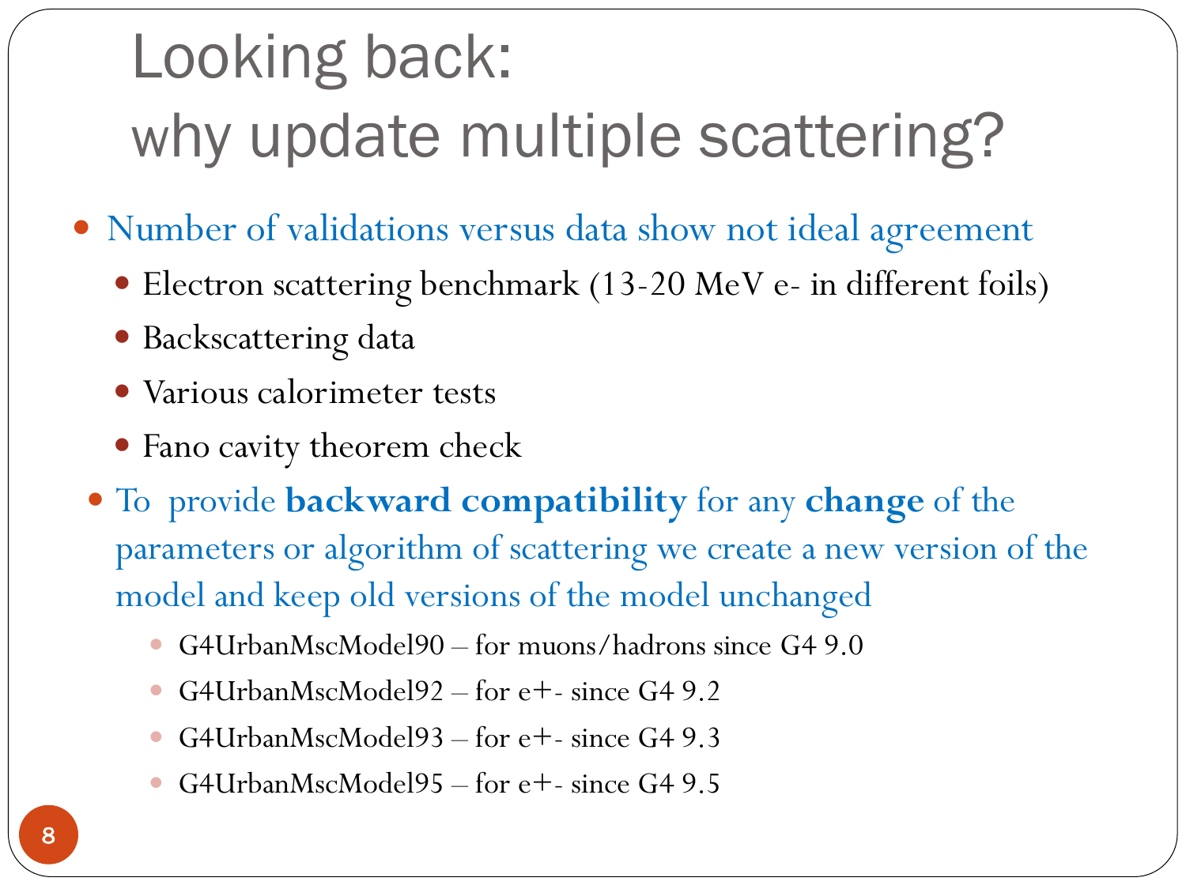# Looking back: why update multiple scattering?

- Number of validations versus data show not ideal agreement
  - Electron scattering benchmark (13-20 MeV e- in different foils)
  - Backscattering data
  - Various calorimeter tests
  - Fano cavity theorem check
- To provide **backward compatibility** for any **change** of the parameters or algorithm of scattering we create a new version of the model and keep old versions of the model unchanged
  - G4UrbanMscModel90 – for muons/hadrons since G4 9.0
  - G4UrbanMscModel92 – for e+- since G4 9.2
  - G4UrbanMscModel93 – for e+- since G4 9.3
  - G4UrbanMscModel95 – for e+- since G4 9.5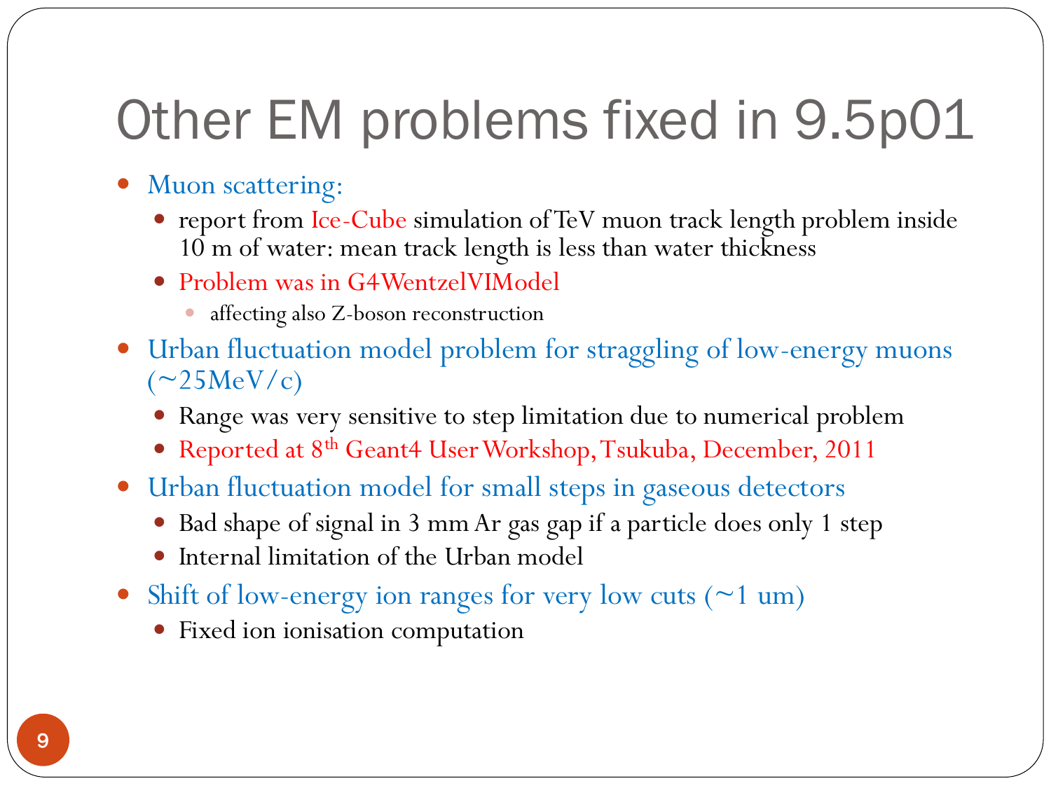# Other EM problems fixed in 9.5p01

- Muon scattering:
  - report from Ice-Cube simulation of TeV muon track length problem inside 10 m of water: mean track length is less than water thickness
  - Problem was in G4WentzelVIModel
    - affecting also Z-boson reconstruction
- Urban fluctuation model problem for straggling of low-energy muons (~25MeV/c)
  - Range was very sensitive to step limitation due to numerical problem
  - Reported at 8th Geant4 User Workshop, Tsukuba, December, 2011
- Urban fluctuation model for small steps in gaseous detectors
  - Bad shape of signal in 3 mm Ar gas gap if a particle does only 1 step
  - Internal limitation of the Urban model
- Shift of low-energy ion ranges for very low cuts (~1 um)
  - Fixed ion ionisation computation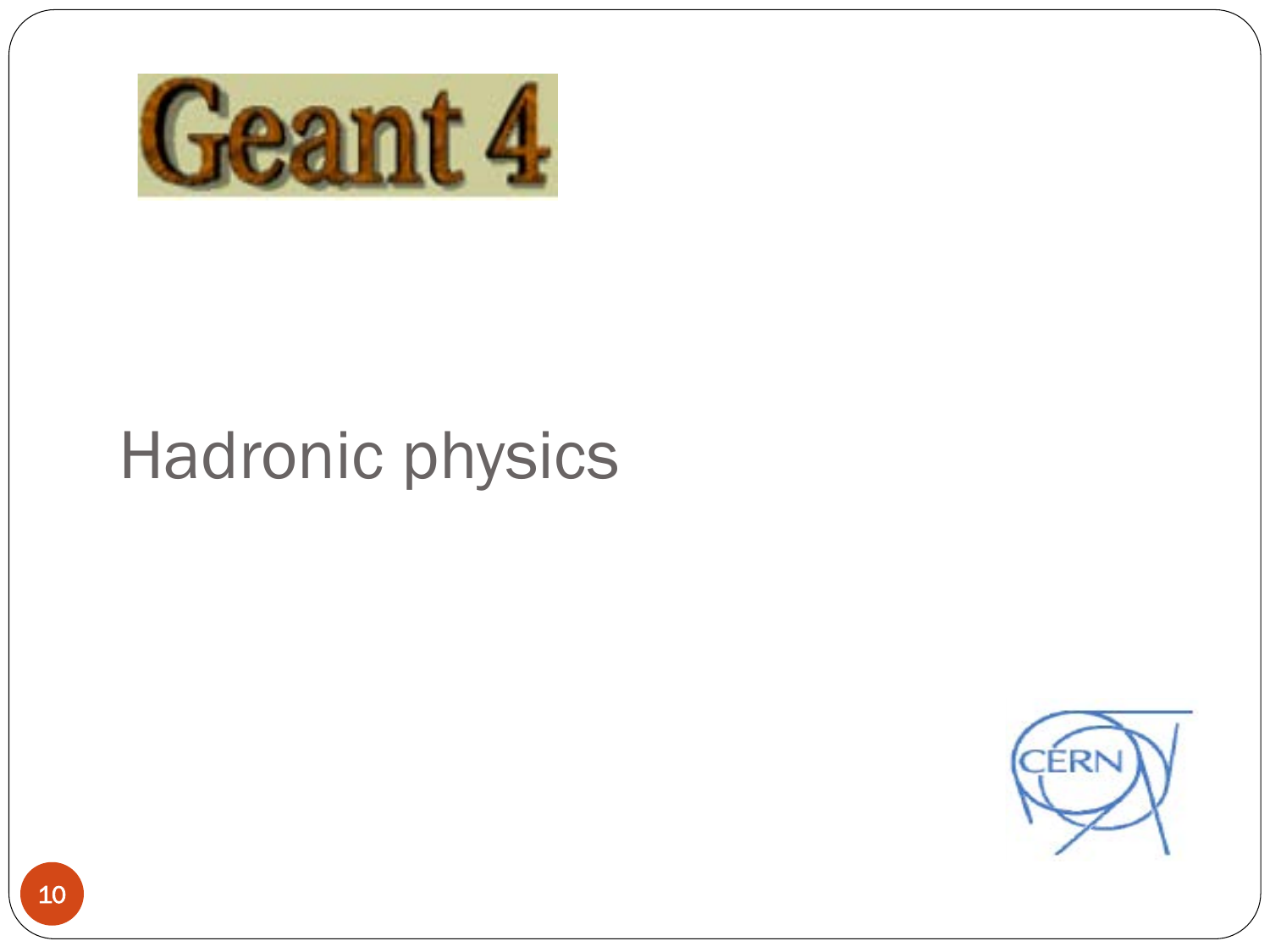# Hadronic physics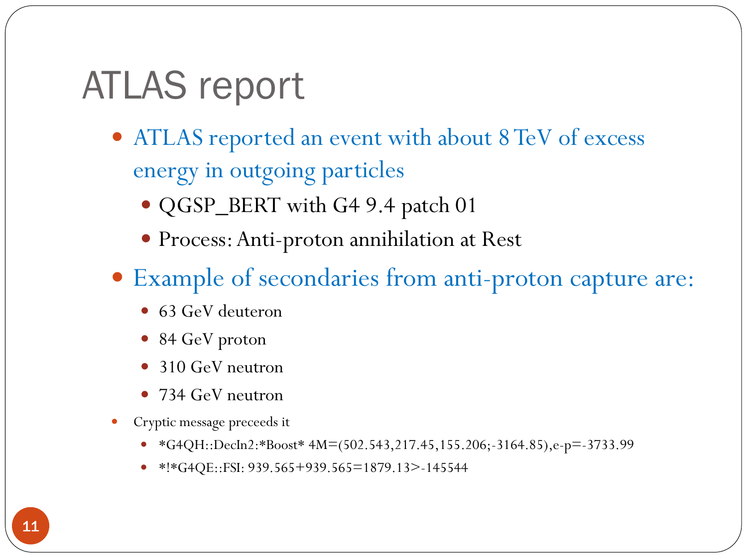# ATLAS report

- ATLAS reported an event with about 8 TeV of excess energy in outgoing particles
  - QGSP_BERT with G4 9.4 patch 01
  - Process: Anti-proton annihilation at Rest
- Example of secondaries from anti-proton capture are:
  - 63 GeV deuteron
  - 84 GeV proton
  - 310 GeV neutron
  - 734 GeV neutron
- Cryptic message preceeds it
  - *G4QH::DecIn2:*Boost* 4M=(502.543,217.45,155.206;-3164.85),e-p=-3733.99
  - *!*G4QE::FSI: 939.565+939.565=1879.13>-145544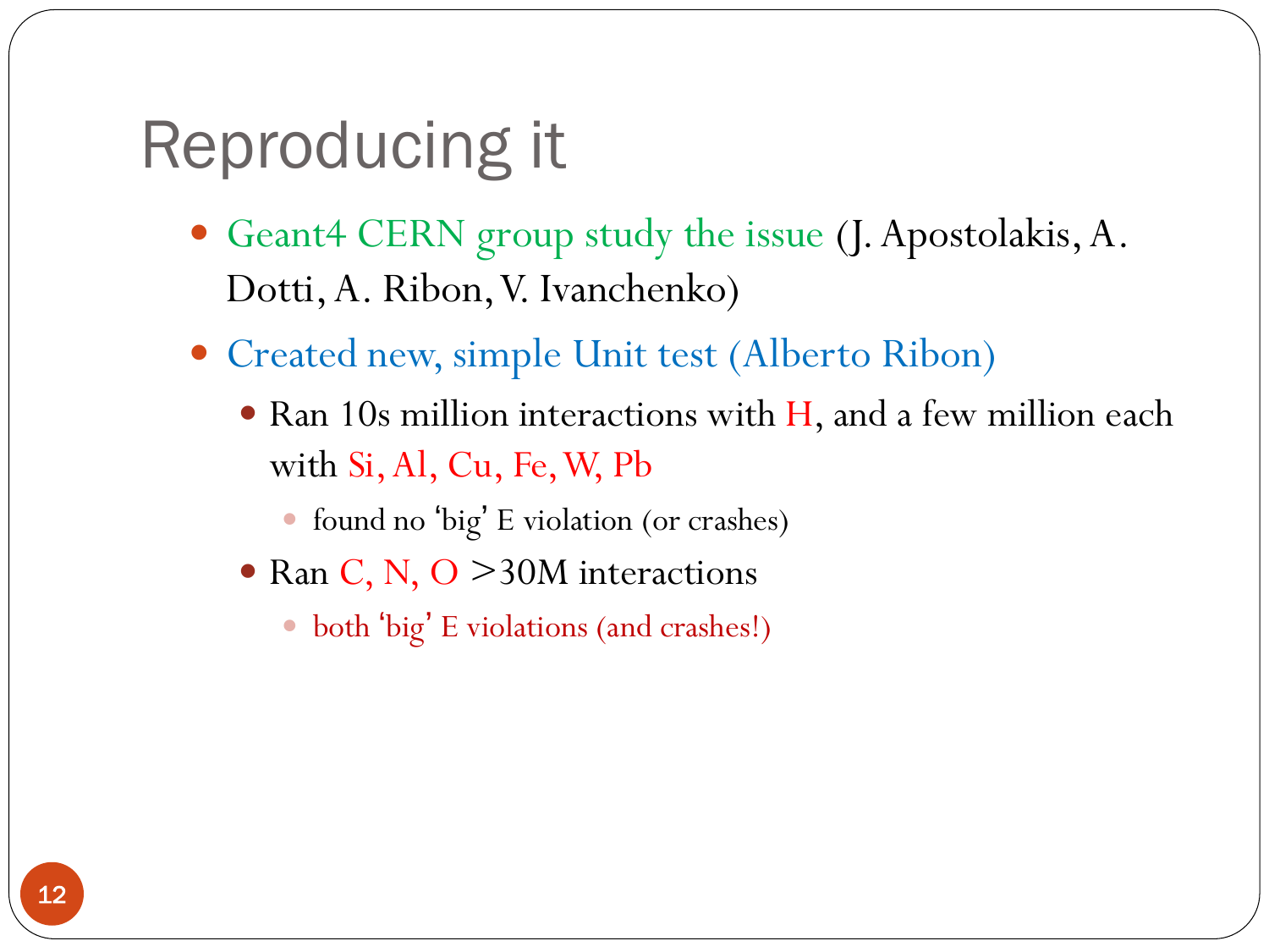# Reproducing it

- Geant4 CERN group study the issue (J. Apostolakis, A. Dotti, A. Ribon, V. Ivanchenko)
- Created new, simple Unit test (Alberto Ribon)
  - Ran 10s million interactions with H, and a few million each with Si, Al, Cu, Fe, W, Pb
    - found no 'big' E violation (or crashes)
  - Ran C, N, O >30M interactions
    - both 'big' E violations (and crashes!)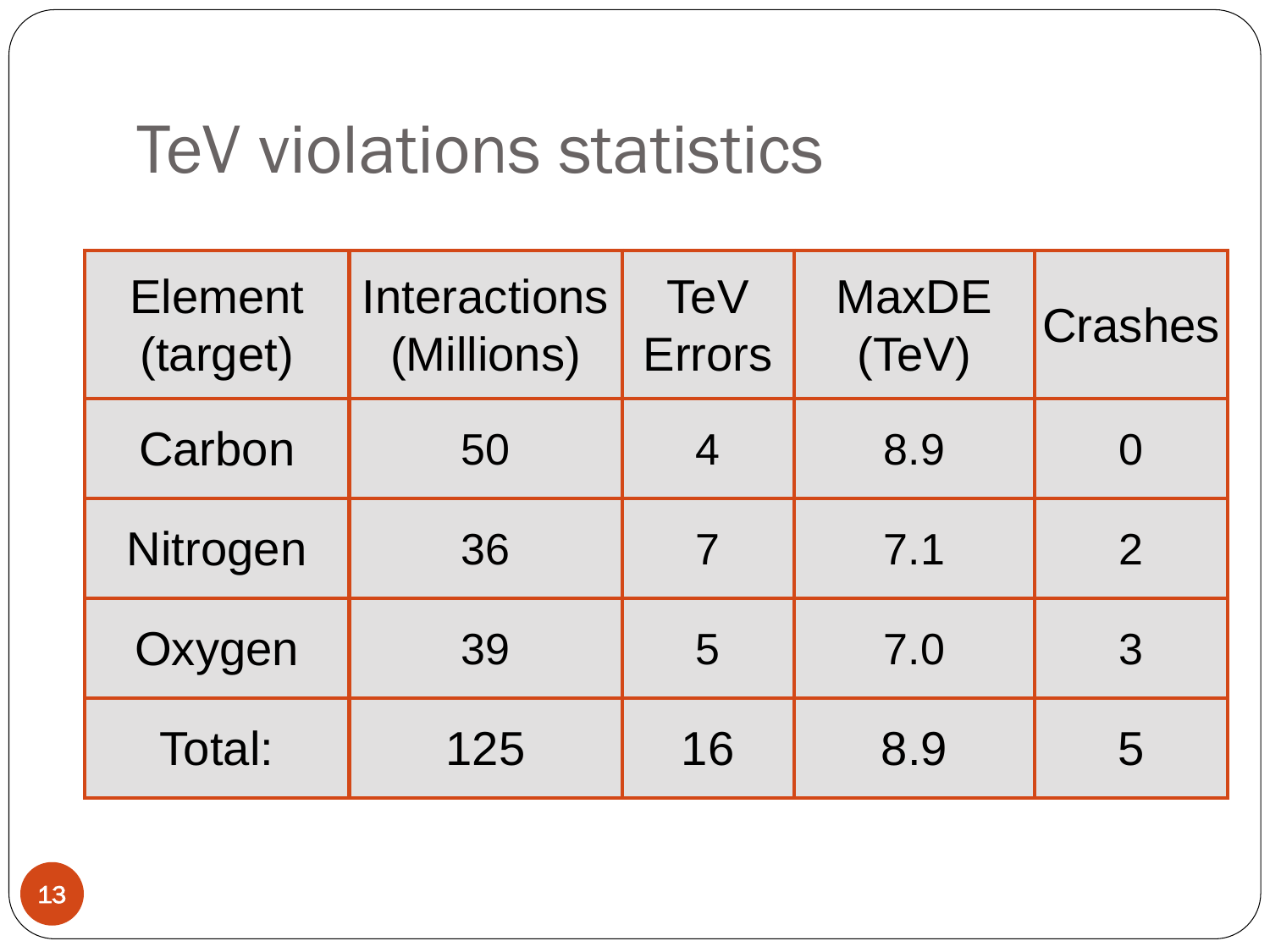# TeV violations statistics

| Element (target) | Interactions (Millions) | TeV Errors | MaxDE (TeV) | Crashes |
|---|---|---|---|---|
| Carbon | 50 | 4 | 8.9 | 0 |
| Nitrogen | 36 | 7 | 7.1 | 2 |
| Oxygen | 39 | 5 | 7.0 | 3 |
| Total: | 125 | 16 | 8.9 | 5 |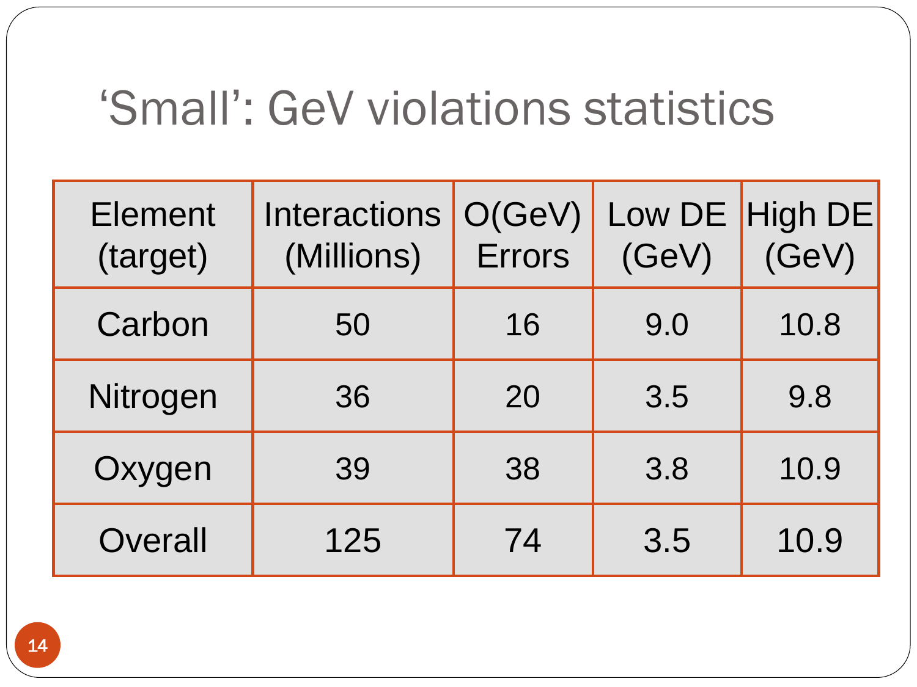# ‘Small’: GeV violations statistics

| Element (target) | Interactions (Millions) | O(GeV) Errors | Low DE (GeV) | High DE (GeV) |
|---|---|---|---|---|
| Carbon | 50 | 16 | 9.0 | 10.8 |
| Nitrogen | 36 | 20 | 3.5 | 9.8 |
| Oxygen | 39 | 38 | 3.8 | 10.9 |
| Overall | 125 | 74 | 3.5 | 10.9 |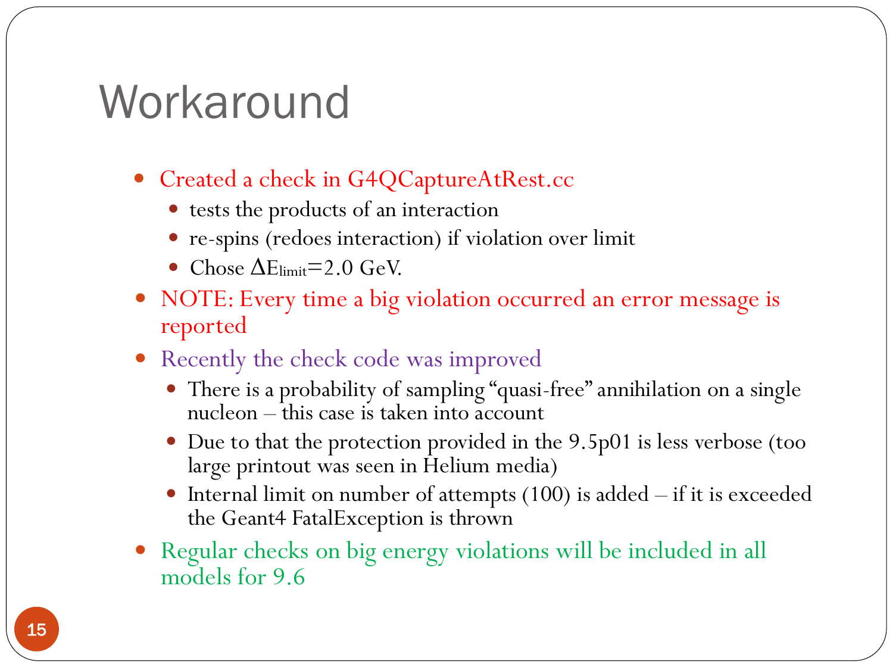# Workaround

- Created a check in G4QCaptureAtRest.cc
  - tests the products of an interaction
  - re-spins (redoes interaction) if violation over limit
  - Chose $\Delta E_{limit}$=2.0 GeV.
- NOTE: Every time a big violation occurred an error message is reported
- Recently the check code was improved
  - There is a probability of sampling “quasi-free” annihilation on a single nucleon – this case is taken into account
  - Due to that the protection provided in the 9.5p01 is less verbose (too large printout was seen in Helium media)
  - Internal limit on number of attempts (100) is added – if it is exceeded the Geant4 FatalException is thrown
- Regular checks on big energy violations will be included in all models for 9.6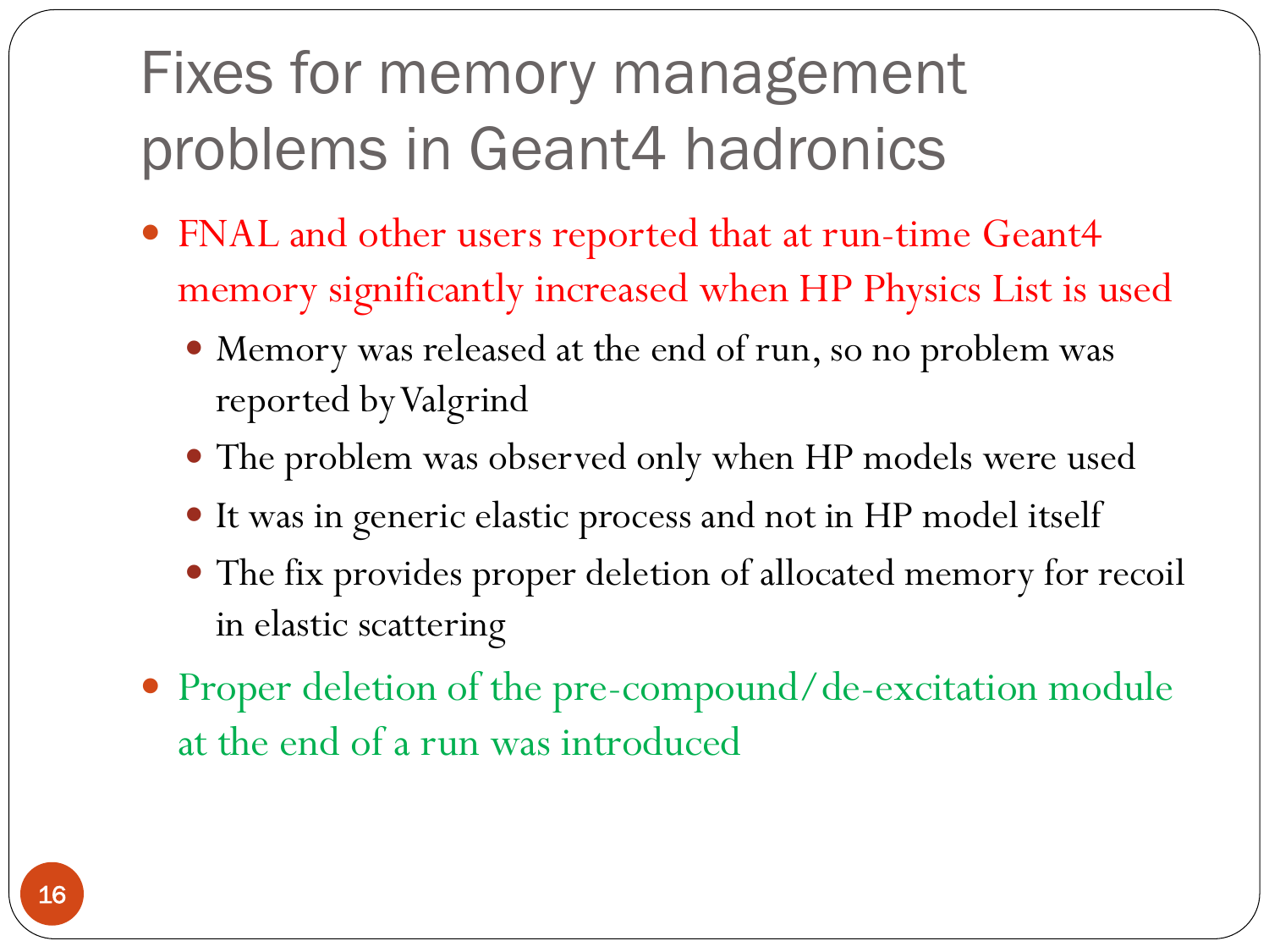# Fixes for memory management problems in Geant4 hadronics

- FNAL and other users reported that at run-time Geant4 memory significantly increased when HP Physics List is used
  - Memory was released at the end of run, so no problem was reported by Valgrind
  - The problem was observed only when HP models were used
  - It was in generic elastic process and not in HP model itself
  - The fix provides proper deletion of allocated memory for recoil in elastic scattering
- Proper deletion of the pre-compound/de-excitation module at the end of a run was introduced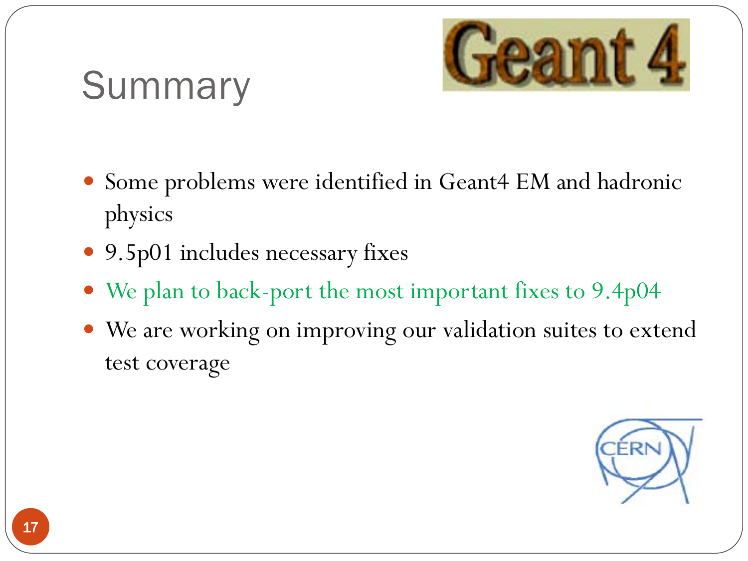# Summary

- Some problems were identified in Geant4 EM and hadronic physics
- 9.5p01 includes necessary fixes
- We plan to back-port the most important fixes to 9.4p04
- We are working on improving our validation suites to extend test coverage